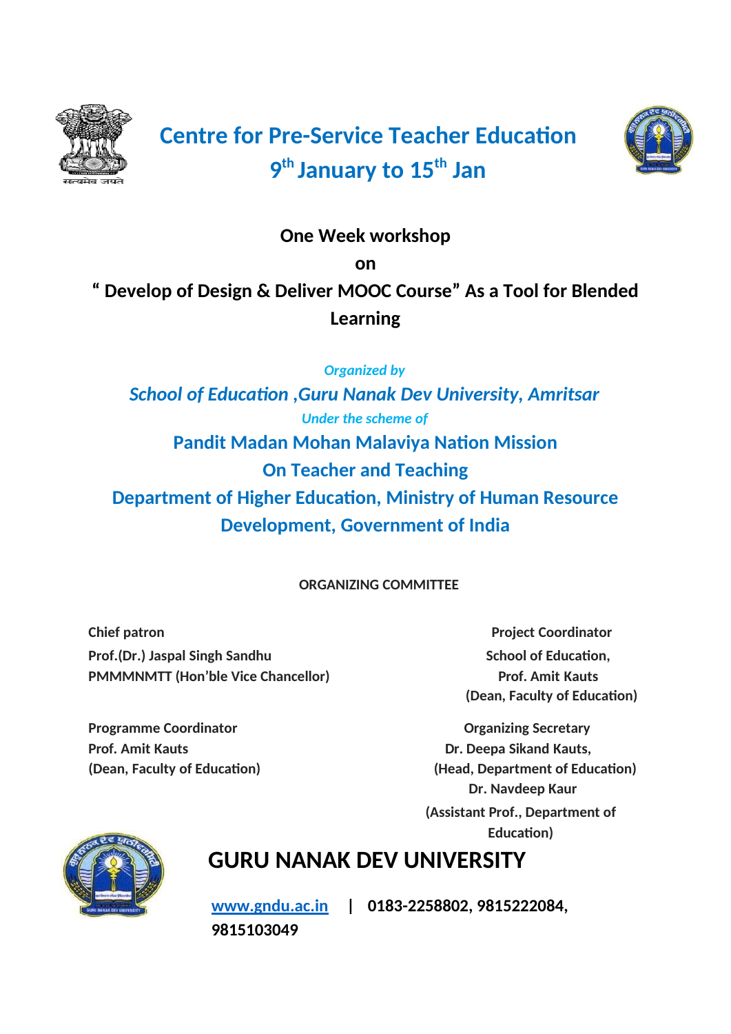# Centre for Pre-Service Teacher Education

## 9th January to 15th Jan

**One Week workshop**

**on**

**" Develop of Design & Deliver MOOC Course" As a Tool for Blended Learning**

*Organized by*

***School of Education ,Guru Nanak Dev University, Amritsar***

*Under the scheme of*

**Pandit Madan Mohan Malaviya Nation Mission**

**On Teacher and Teaching**

**Department of Higher Education, Ministry of Human Resource Development, Government of India**

**ORGANIZING COMMITTEE**

**Chief patron**
**Prof.(Dr.) Jaspal Singh Sandhu**
**PMMMNMTT (Hon'ble Vice Chancellor)**

**Project Coordinator**
**School of Education,**
**Prof. Amit Kauts**
**(Dean, Faculty of Education)**

**Programme Coordinator**
**Prof. Amit Kauts**
**(Dean, Faculty of Education)**

**Organizing Secretary**
**Dr. Deepa Sikand Kauts,**
**(Head, Department of Education)**
**Dr. Navdeep Kaur**
**(Assistant Prof., Department of Education)**

# GURU NANAK DEV UNIVERSITY

**www.gndu.ac.in | 0183-2258802, 9815222084, 9815103049**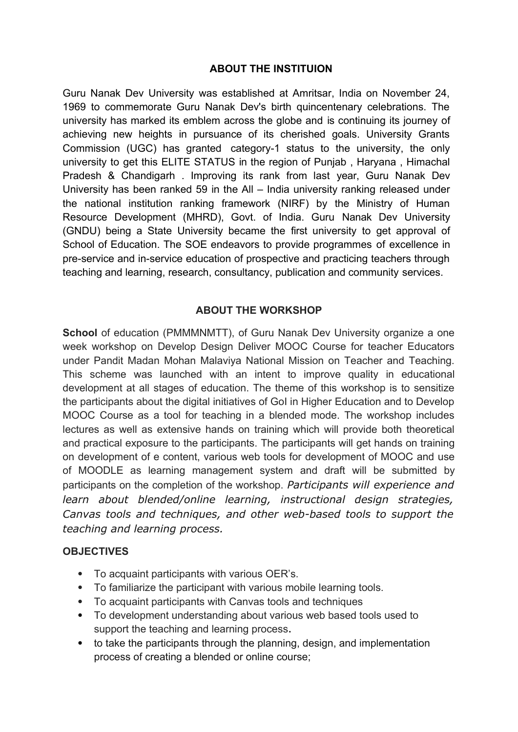## ABOUT THE INSTITUION

Guru Nanak Dev University was established at Amritsar, India on November 24, 1969 to commemorate Guru Nanak Dev's birth quincentenary celebrations. The university has marked its emblem across the globe and is continuing its journey of achieving new heights in pursuance of its cherished goals. University Grants Commission (UGC) has granted category-1 status to the university, the only university to get this ELITE STATUS in the region of Punjab , Haryana , Himachal Pradesh & Chandigarh . Improving its rank from last year, Guru Nanak Dev University has been ranked 59 in the All – India university ranking released under the national institution ranking framework (NIRF) by the Ministry of Human Resource Development (MHRD), Govt. of India. Guru Nanak Dev University (GNDU) being a State University became the first university to get approval of School of Education. The SOE endeavors to provide programmes of excellence in pre-service and in-service education of prospective and practicing teachers through teaching and learning, research, consultancy, publication and community services.

## ABOUT THE WORKSHOP

**School** of education (PMMMNMTT), of Guru Nanak Dev University organize a one week workshop on Develop Design Deliver MOOC Course for teacher Educators under Pandit Madan Mohan Malaviya National Mission on Teacher and Teaching. This scheme was launched with an intent to improve quality in educational development at all stages of education. The theme of this workshop is to sensitize the participants about the digital initiatives of GoI in Higher Education and to Develop MOOC Course as a tool for teaching in a blended mode. The workshop includes lectures as well as extensive hands on training which will provide both theoretical and practical exposure to the participants. The participants will get hands on training on development of e content, various web tools for development of MOOC and use of MOODLE as learning management system and draft will be submitted by participants on the completion of the workshop. *Participants will experience and learn about blended/online learning, instructional design strategies, Canvas tools and techniques, and other web-based tools to support the teaching and learning process.*

### OBJECTIVES

- To acquaint participants with various OER's.
- To familiarize the participant with various mobile learning tools.
- To acquaint participants with Canvas tools and techniques
- To development understanding about various web based tools used to support the teaching and learning process**.**
- to take the participants through the planning, design, and implementation process of creating a blended or online course;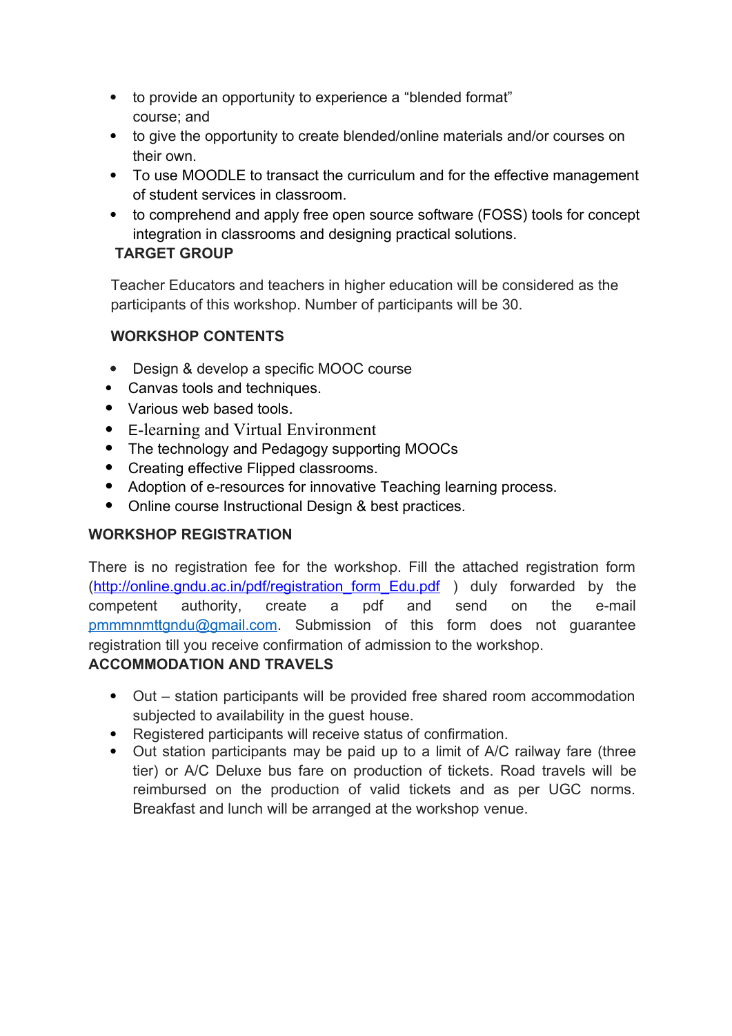- to provide an opportunity to experience a "blended format" course; and
- to give the opportunity to create blended/online materials and/or courses on their own.
- To use MOODLE to transact the curriculum and for the effective management of student services in classroom.
- to comprehend and apply free open source software (FOSS) tools for concept integration in classrooms and designing practical solutions.

**TARGET GROUP**

Teacher Educators and teachers in higher education will be considered as the participants of this workshop. Number of participants will be 30.

**WORKSHOP CONTENTS**

- Design & develop a specific MOOC course
- Canvas tools and techniques.
- Various web based tools.
- E-learning and Virtual Environment
- The technology and Pedagogy supporting MOOCs
- Creating effective Flipped classrooms.
- Adoption of e-resources for innovative Teaching learning process.
- Online course Instructional Design & best practices.

**WORKSHOP REGISTRATION**

There is no registration fee for the workshop. Fill the attached registration form (http://online.gndu.ac.in/pdf/registration_form_Edu.pdf ) duly forwarded by the competent authority, create a pdf and send on the e-mail pmmmnmttgndu@gmail.com. Submission of this form does not guarantee registration till you receive confirmation of admission to the workshop.

**ACCOMMODATION AND TRAVELS**

- Out – station participants will be provided free shared room accommodation subjected to availability in the guest house.
- Registered participants will receive status of confirmation.
- Out station participants may be paid up to a limit of A/C railway fare (three tier) or A/C Deluxe bus fare on production of tickets. Road travels will be reimbursed on the production of valid tickets and as per UGC norms. Breakfast and lunch will be arranged at the workshop venue.